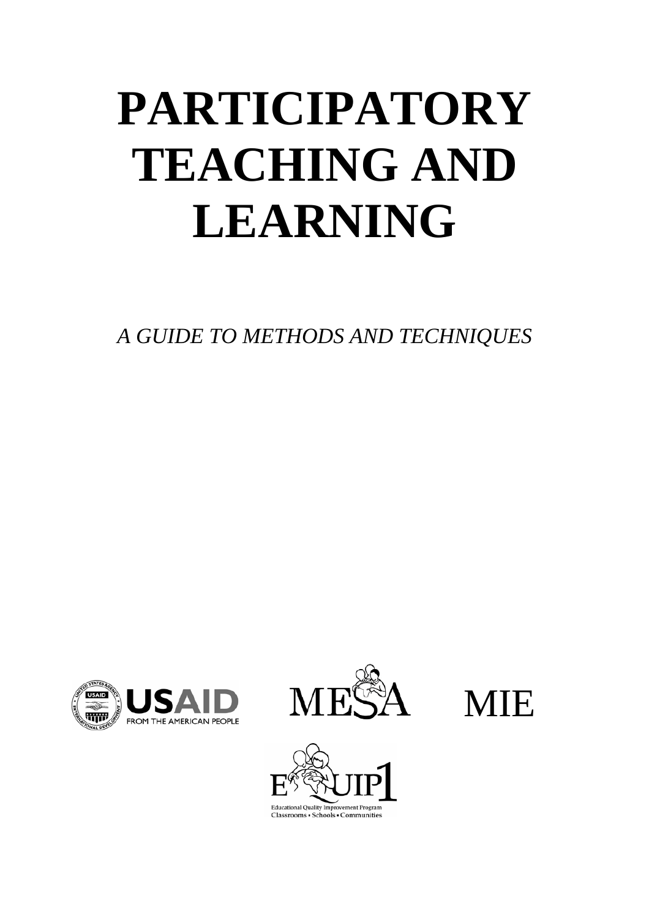# PARTICIPATORY TEACHING AND LEARNING

*A GUIDE TO METHODS AND TECHNIQUES*

USAID FROM THE AMERICAN PEOPLE

MESA

MIE

EQUIP1

Educational Quality Improvement Program
Classrooms • Schools • Communities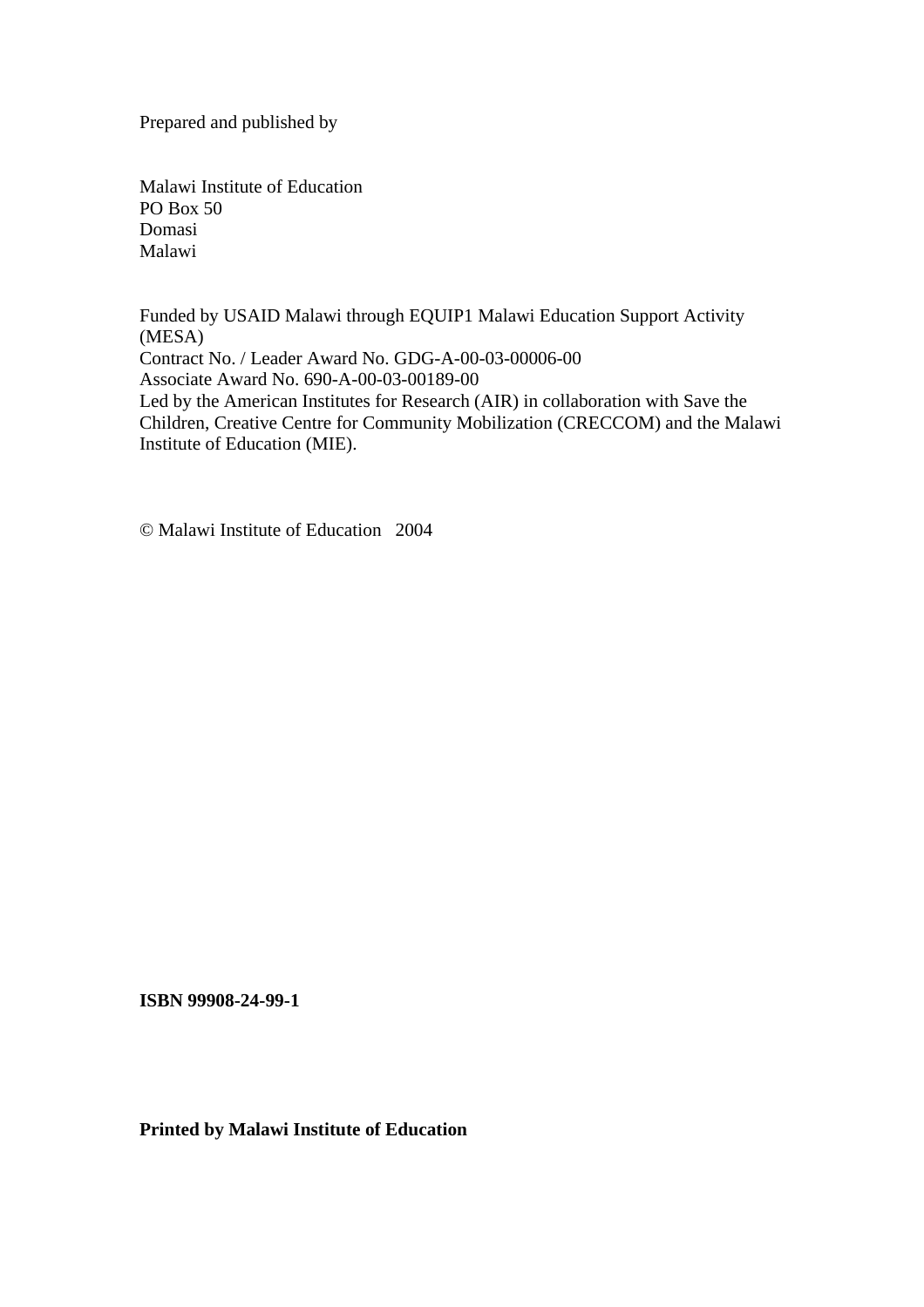Prepared and published by

Malawi Institute of Education
PO Box 50
Domasi
Malawi

Funded by USAID Malawi through EQUIP1 Malawi Education Support Activity (MESA)
Contract No. / Leader Award No. GDG-A-00-03-00006-00
Associate Award No. 690-A-00-03-00189-00
Led by the American Institutes for Research (AIR) in collaboration with Save the Children, Creative Centre for Community Mobilization (CRECCOM) and the Malawi Institute of Education (MIE).

© Malawi Institute of Education 2004

**ISBN 99908-24-99-1**

**Printed by Malawi Institute of Education**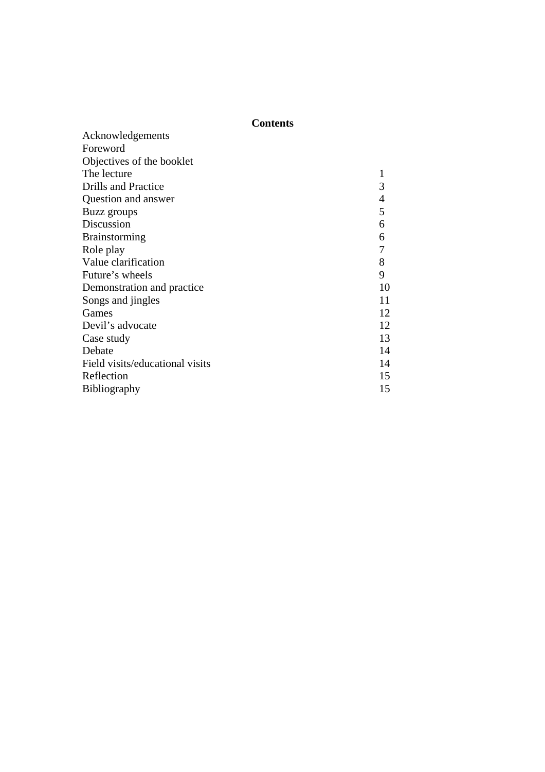**Contents**

| | |
|---|---|
| Acknowledgements | |
| Foreword | |
| Objectives of the booklet | |
| The lecture | 1 |
| Drills and Practice | 3 |
| Question and answer | 4 |
| Buzz groups | 5 |
| Discussion | 6 |
| Brainstorming | 6 |
| Role play | 7 |
| Value clarification | 8 |
| Future's wheels | 9 |
| Demonstration and practice | 10 |
| Songs and jingles | 11 |
| Games | 12 |
| Devil's advocate | 12 |
| Case study | 13 |
| Debate | 14 |
| Field visits/educational visits | 14 |
| Reflection | 15 |
| Bibliography | 15 |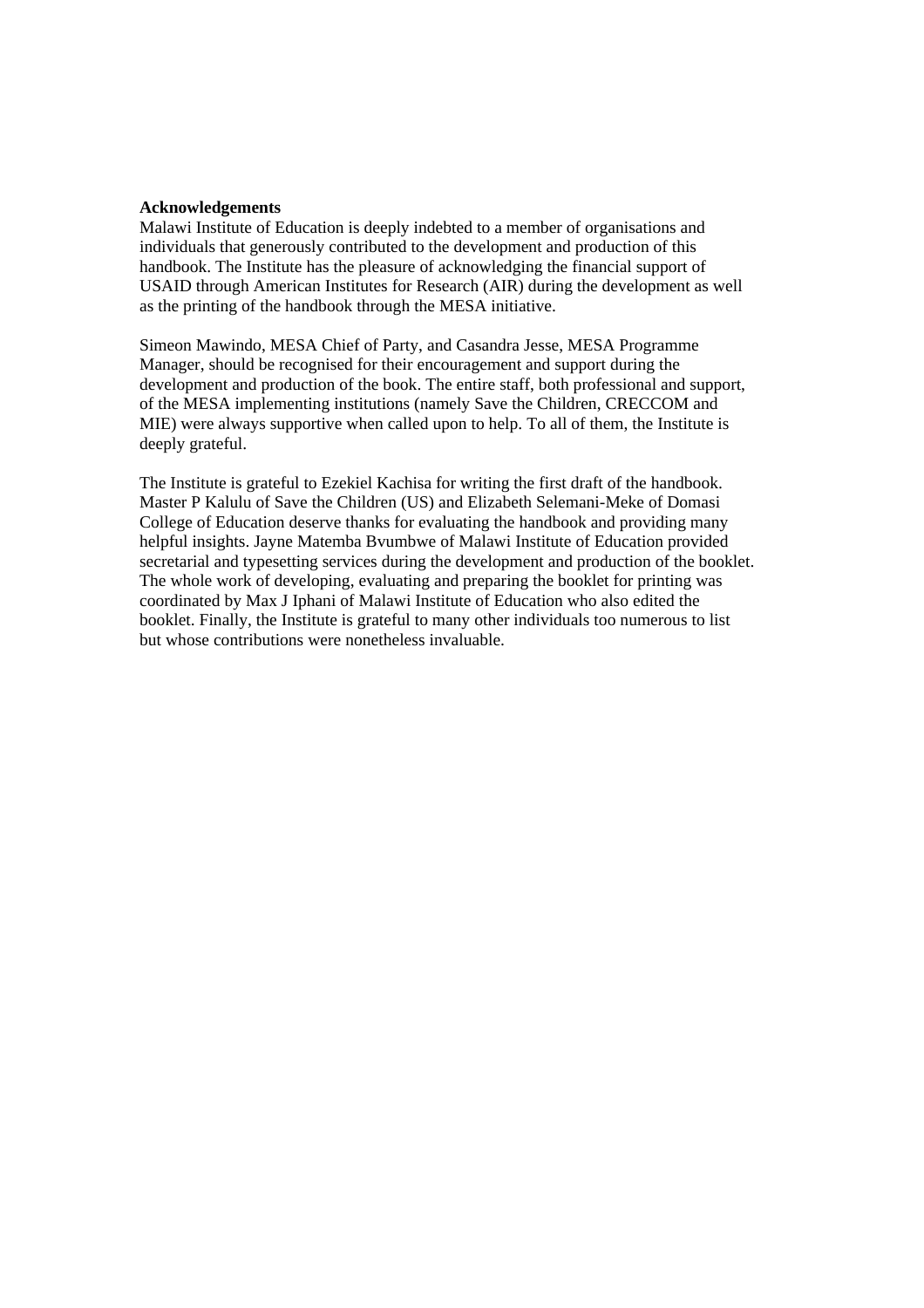**Acknowledgements**

Malawi Institute of Education is deeply indebted to a member of organisations and individuals that generously contributed to the development and production of this handbook. The Institute has the pleasure of acknowledging the financial support of USAID through American Institutes for Research (AIR) during the development as well as the printing of the handbook through the MESA initiative.

Simeon Mawindo, MESA Chief of Party, and Casandra Jesse, MESA Programme Manager, should be recognised for their encouragement and support during the development and production of the book. The entire staff, both professional and support, of the MESA implementing institutions (namely Save the Children, CRECCOM and MIE) were always supportive when called upon to help. To all of them, the Institute is deeply grateful.

The Institute is grateful to Ezekiel Kachisa for writing the first draft of the handbook. Master P Kalulu of Save the Children (US) and Elizabeth Selemani-Meke of Domasi College of Education deserve thanks for evaluating the handbook and providing many helpful insights. Jayne Matemba Bvumbwe of Malawi Institute of Education provided secretarial and typesetting services during the development and production of the booklet. The whole work of developing, evaluating and preparing the booklet for printing was coordinated by Max J Iphani of Malawi Institute of Education who also edited the booklet. Finally, the Institute is grateful to many other individuals too numerous to list but whose contributions were nonetheless invaluable.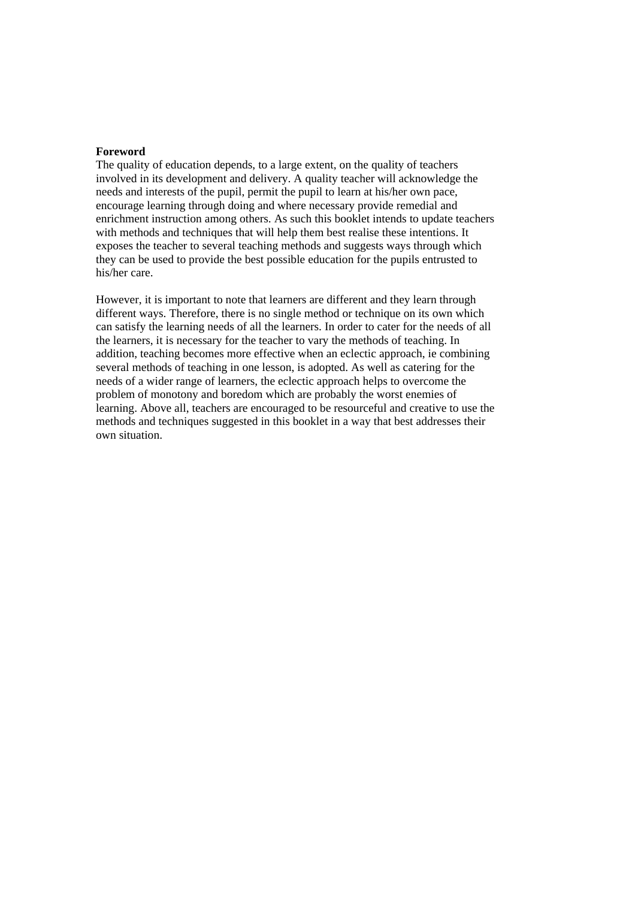**Foreword**

The quality of education depends, to a large extent, on the quality of teachers involved in its development and delivery. A quality teacher will acknowledge the needs and interests of the pupil, permit the pupil to learn at his/her own pace, encourage learning through doing and where necessary provide remedial and enrichment instruction among others. As such this booklet intends to update teachers with methods and techniques that will help them best realise these intentions. It exposes the teacher to several teaching methods and suggests ways through which they can be used to provide the best possible education for the pupils entrusted to his/her care.

However, it is important to note that learners are different and they learn through different ways. Therefore, there is no single method or technique on its own which can satisfy the learning needs of all the learners. In order to cater for the needs of all the learners, it is necessary for the teacher to vary the methods of teaching. In addition, teaching becomes more effective when an eclectic approach, ie combining several methods of teaching in one lesson, is adopted. As well as catering for the needs of a wider range of learners, the eclectic approach helps to overcome the problem of monotony and boredom which are probably the worst enemies of learning. Above all, teachers are encouraged to be resourceful and creative to use the methods and techniques suggested in this booklet in a way that best addresses their own situation.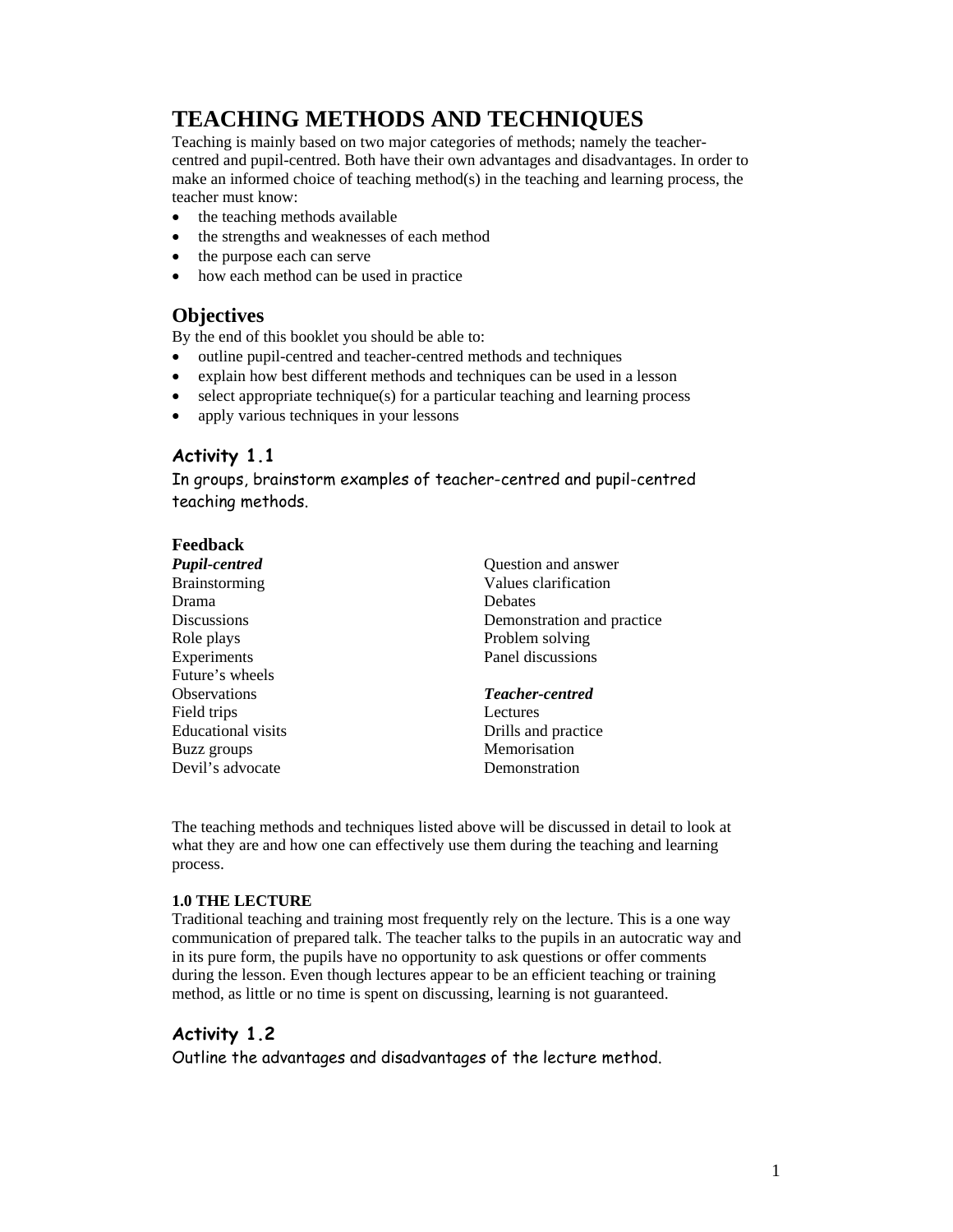# TEACHING METHODS AND TECHNIQUES

Teaching is mainly based on two major categories of methods; namely the teacher-centred and pupil-centred. Both have their own advantages and disadvantages. In order to make an informed choice of teaching method(s) in the teaching and learning process, the teacher must know:

- the teaching methods available
- the strengths and weaknesses of each method
- the purpose each can serve
- how each method can be used in practice

## Objectives

By the end of this booklet you should be able to:

- outline pupil-centred and teacher-centred methods and techniques
- explain how best different methods and techniques can be used in a lesson
- select appropriate technique(s) for a particular teaching and learning process
- apply various techniques in your lessons

### Activity 1.1

In groups, brainstorm examples of teacher-centred and pupil-centred teaching methods.

**Feedback**

***Pupil-centred***

Brainstorming
Drama
Discussions
Role plays
Experiments
Future's wheels
Observations
Field trips
Educational visits
Buzz groups
Devil's advocate
Question and answer
Values clarification
Debates
Demonstration and practice
Problem solving
Panel discussions

***Teacher-centred***

Lectures
Drills and practice
Memorisation
Demonstration

The teaching methods and techniques listed above will be discussed in detail to look at what they are and how one can effectively use them during the teaching and learning process.

**1.0 THE LECTURE**

Traditional teaching and training most frequently rely on the lecture. This is a one way communication of prepared talk. The teacher talks to the pupils in an autocratic way and in its pure form, the pupils have no opportunity to ask questions or offer comments during the lesson. Even though lectures appear to be an efficient teaching or training method, as little or no time is spent on discussing, learning is not guaranteed.

### Activity 1.2

Outline the advantages and disadvantages of the lecture method.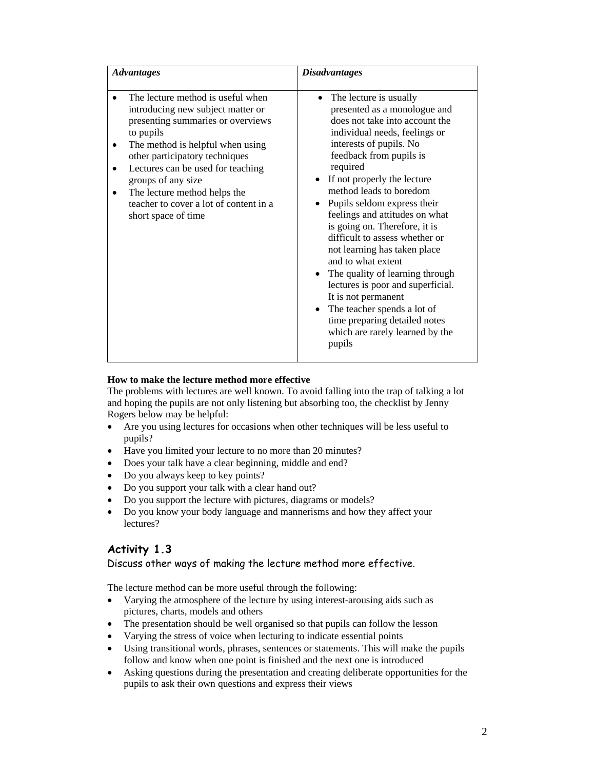| *Advantages* | *Disadvantages* |
|---|---|
| • The lecture method is useful when introducing new subject matter or presenting summaries or overviews to pupils<br>• The method is helpful when using other participatory techniques<br>• Lectures can be used for teaching groups of any size<br>• The lecture method helps the teacher to cover a lot of content in a short space of time | • The lecture is usually presented as a monologue and does not take into account the individual needs, feelings or interests of pupils. No feedback from pupils is required<br>• If not properly the lecture method leads to boredom<br>• Pupils seldom express their feelings and attitudes on what is going on. Therefore, it is difficult to assess whether or not learning has taken place and to what extent<br>• The quality of learning through lectures is poor and superficial. It is not permanent<br>• The teacher spends a lot of time preparing detailed notes which are rarely learned by the pupils |

**How to make the lecture method more effective**

The problems with lectures are well known. To avoid falling into the trap of talking a lot and hoping the pupils are not only listening but absorbing too, the checklist by Jenny Rogers below may be helpful:

- Are you using lectures for occasions when other techniques will be less useful to pupils?
- Have you limited your lecture to no more than 20 minutes?
- Does your talk have a clear beginning, middle and end?
- Do you always keep to key points?
- Do you support your talk with a clear hand out?
- Do you support the lecture with pictures, diagrams or models?
- Do you know your body language and mannerisms and how they affect your lectures?

## Activity 1.3

Discuss other ways of making the lecture method more effective.

The lecture method can be more useful through the following:

- Varying the atmosphere of the lecture by using interest-arousing aids such as pictures, charts, models and others
- The presentation should be well organised so that pupils can follow the lesson
- Varying the stress of voice when lecturing to indicate essential points
- Using transitional words, phrases, sentences or statements. This will make the pupils follow and know when one point is finished and the next one is introduced
- Asking questions during the presentation and creating deliberate opportunities for the pupils to ask their own questions and express their views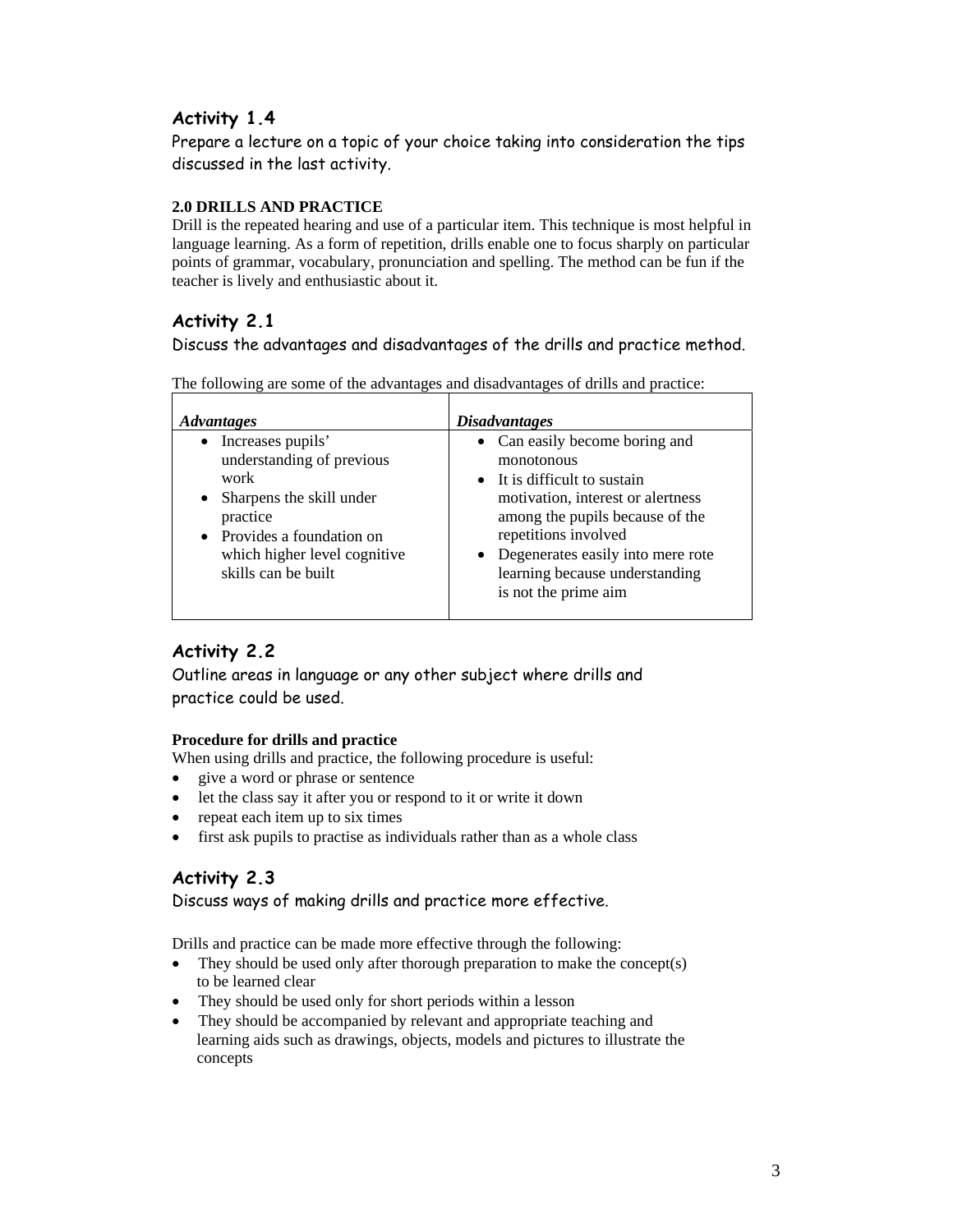### Activity 1.4

Prepare a lecture on a topic of your choice taking into consideration the tips discussed in the last activity.

**2.0 DRILLS AND PRACTICE**

Drill is the repeated hearing and use of a particular item. This technique is most helpful in language learning. As a form of repetition, drills enable one to focus sharply on particular points of grammar, vocabulary, pronunciation and spelling. The method can be fun if the teacher is lively and enthusiastic about it.

### Activity 2.1

Discuss the advantages and disadvantages of the drills and practice method.

The following are some of the advantages and disadvantages of drills and practice:

| *Advantages* | *Disadvantages* |
|---|---|
| • Increases pupils' understanding of previous work<br>• Sharpens the skill under practice<br>• Provides a foundation on which higher level cognitive skills can be built | • Can easily become boring and monotonous<br>• It is difficult to sustain motivation, interest or alertness among the pupils because of the repetitions involved<br>• Degenerates easily into mere rote learning because understanding is not the prime aim |

### Activity 2.2

Outline areas in language or any other subject where drills and practice could be used.

**Procedure for drills and practice**

When using drills and practice, the following procedure is useful:

- give a word or phrase or sentence
- let the class say it after you or respond to it or write it down
- repeat each item up to six times
- first ask pupils to practise as individuals rather than as a whole class

### Activity 2.3

Discuss ways of making drills and practice more effective.

Drills and practice can be made more effective through the following:

- They should be used only after thorough preparation to make the concept(s) to be learned clear
- They should be used only for short periods within a lesson
- They should be accompanied by relevant and appropriate teaching and learning aids such as drawings, objects, models and pictures to illustrate the concepts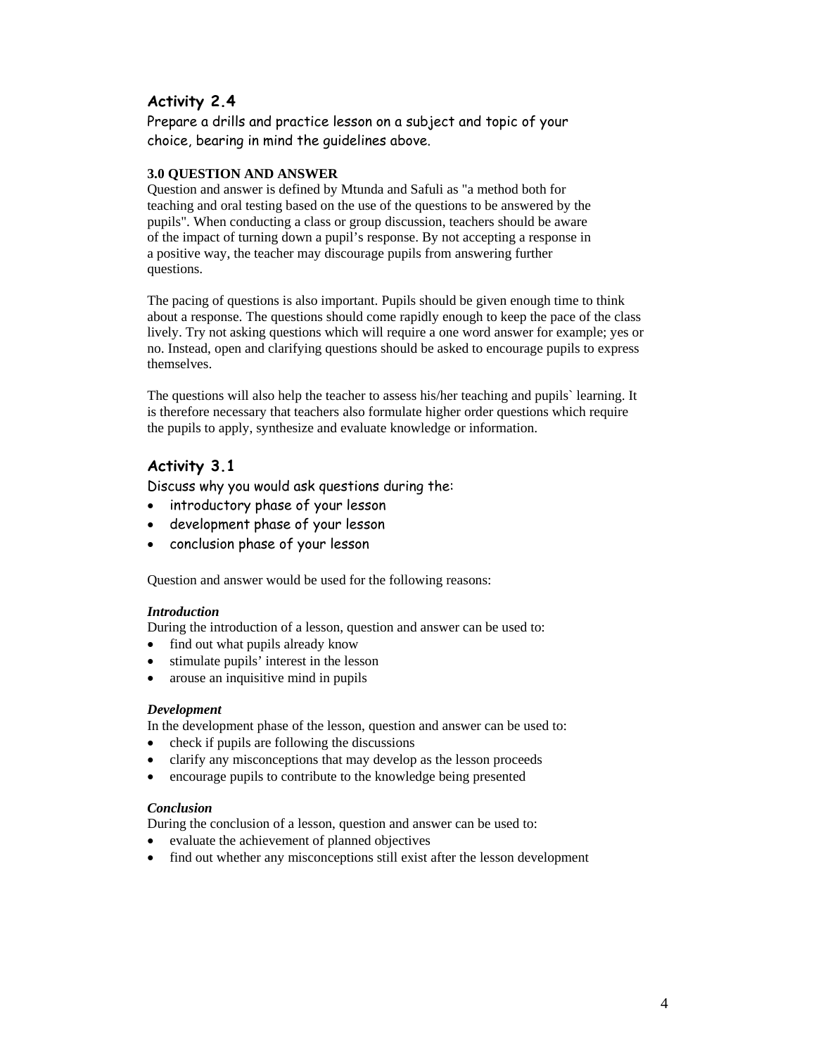## Activity 2.4

Prepare a drills and practice lesson on a subject and topic of your choice, bearing in mind the guidelines above.

### 3.0 QUESTION AND ANSWER

Question and answer is defined by Mtunda and Safuli as "a method both for teaching and oral testing based on the use of the questions to be answered by the pupils". When conducting a class or group discussion, teachers should be aware of the impact of turning down a pupil's response. By not accepting a response in a positive way, the teacher may discourage pupils from answering further questions.

The pacing of questions is also important. Pupils should be given enough time to think about a response. The questions should come rapidly enough to keep the pace of the class lively. Try not asking questions which will require a one word answer for example; yes or no. Instead, open and clarifying questions should be asked to encourage pupils to express themselves.

The questions will also help the teacher to assess his/her teaching and pupils` learning. It is therefore necessary that teachers also formulate higher order questions which require the pupils to apply, synthesize and evaluate knowledge or information.

## Activity 3.1

Discuss why you would ask questions during the:

- introductory phase of your lesson
- development phase of your lesson
- conclusion phase of your lesson

Question and answer would be used for the following reasons:

***Introduction***

During the introduction of a lesson, question and answer can be used to:

- find out what pupils already know
- stimulate pupils' interest in the lesson
- arouse an inquisitive mind in pupils

***Development***

In the development phase of the lesson, question and answer can be used to:

- check if pupils are following the discussions
- clarify any misconceptions that may develop as the lesson proceeds
- encourage pupils to contribute to the knowledge being presented

***Conclusion***

During the conclusion of a lesson, question and answer can be used to:

- evaluate the achievement of planned objectives
- find out whether any misconceptions still exist after the lesson development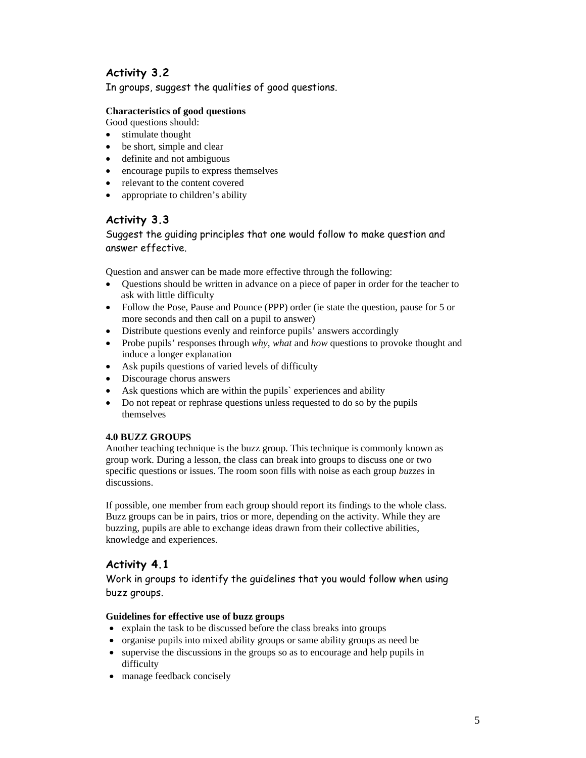## Activity 3.2

In groups, suggest the qualities of good questions.

**Characteristics of good questions**

Good questions should:

- stimulate thought
- be short, simple and clear
- definite and not ambiguous
- encourage pupils to express themselves
- relevant to the content covered
- appropriate to children's ability

## Activity 3.3

Suggest the guiding principles that one would follow to make question and answer effective.

Question and answer can be made more effective through the following:

- Questions should be written in advance on a piece of paper in order for the teacher to ask with little difficulty
- Follow the Pose, Pause and Pounce (PPP) order (ie state the question, pause for 5 or more seconds and then call on a pupil to answer)
- Distribute questions evenly and reinforce pupils' answers accordingly
- Probe pupils' responses through *why*, *what* and *how* questions to provoke thought and induce a longer explanation
- Ask pupils questions of varied levels of difficulty
- Discourage chorus answers
- Ask questions which are within the pupils` experiences and ability
- Do not repeat or rephrase questions unless requested to do so by the pupils themselves

### 4.0 BUZZ GROUPS

Another teaching technique is the buzz group. This technique is commonly known as group work. During a lesson, the class can break into groups to discuss one or two specific questions or issues. The room soon fills with noise as each group *buzzes* in discussions.

If possible, one member from each group should report its findings to the whole class. Buzz groups can be in pairs, trios or more, depending on the activity. While they are buzzing, pupils are able to exchange ideas drawn from their collective abilities, knowledge and experiences.

## Activity 4.1

Work in groups to identify the guidelines that you would follow when using buzz groups.

**Guidelines for effective use of buzz groups**

- explain the task to be discussed before the class breaks into groups
- organise pupils into mixed ability groups or same ability groups as need be
- supervise the discussions in the groups so as to encourage and help pupils in difficulty
- manage feedback concisely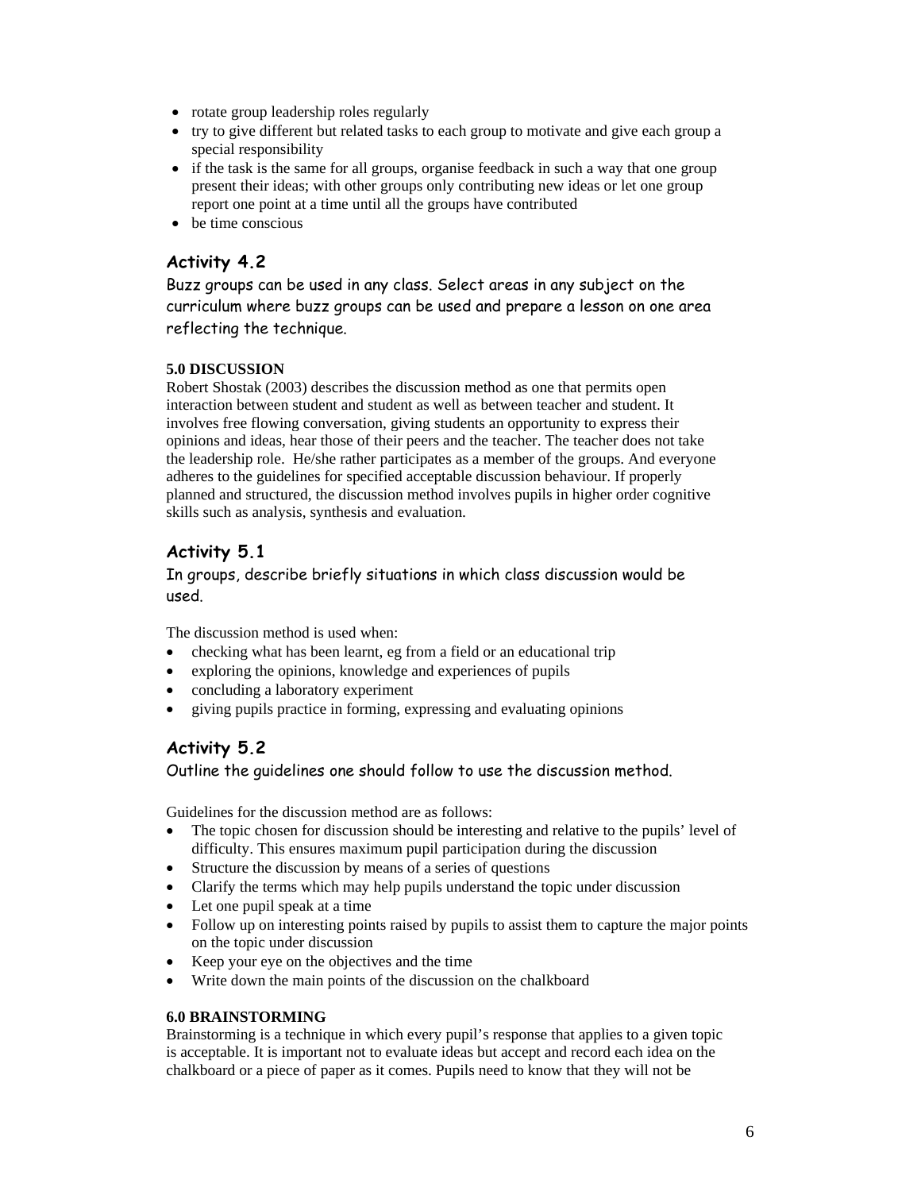- rotate group leadership roles regularly
- try to give different but related tasks to each group to motivate and give each group a special responsibility
- if the task is the same for all groups, organise feedback in such a way that one group present their ideas; with other groups only contributing new ideas or let one group report one point at a time until all the groups have contributed
- be time conscious

## Activity 4.2

Buzz groups can be used in any class. Select areas in any subject on the curriculum where buzz groups can be used and prepare a lesson on one area reflecting the technique.

### 5.0 DISCUSSION

Robert Shostak (2003) describes the discussion method as one that permits open interaction between student and student as well as between teacher and student. It involves free flowing conversation, giving students an opportunity to express their opinions and ideas, hear those of their peers and the teacher. The teacher does not take the leadership role. He/she rather participates as a member of the groups. And everyone adheres to the guidelines for specified acceptable discussion behaviour. If properly planned and structured, the discussion method involves pupils in higher order cognitive skills such as analysis, synthesis and evaluation.

## Activity 5.1

In groups, describe briefly situations in which class discussion would be used.

The discussion method is used when:

- checking what has been learnt, eg from a field or an educational trip
- exploring the opinions, knowledge and experiences of pupils
- concluding a laboratory experiment
- giving pupils practice in forming, expressing and evaluating opinions

## Activity 5.2

Outline the guidelines one should follow to use the discussion method.

Guidelines for the discussion method are as follows:

- The topic chosen for discussion should be interesting and relative to the pupils' level of difficulty. This ensures maximum pupil participation during the discussion
- Structure the discussion by means of a series of questions
- Clarify the terms which may help pupils understand the topic under discussion
- Let one pupil speak at a time
- Follow up on interesting points raised by pupils to assist them to capture the major points on the topic under discussion
- Keep your eye on the objectives and the time
- Write down the main points of the discussion on the chalkboard

### 6.0 BRAINSTORMING

Brainstorming is a technique in which every pupil's response that applies to a given topic is acceptable. It is important not to evaluate ideas but accept and record each idea on the chalkboard or a piece of paper as it comes. Pupils need to know that they will not be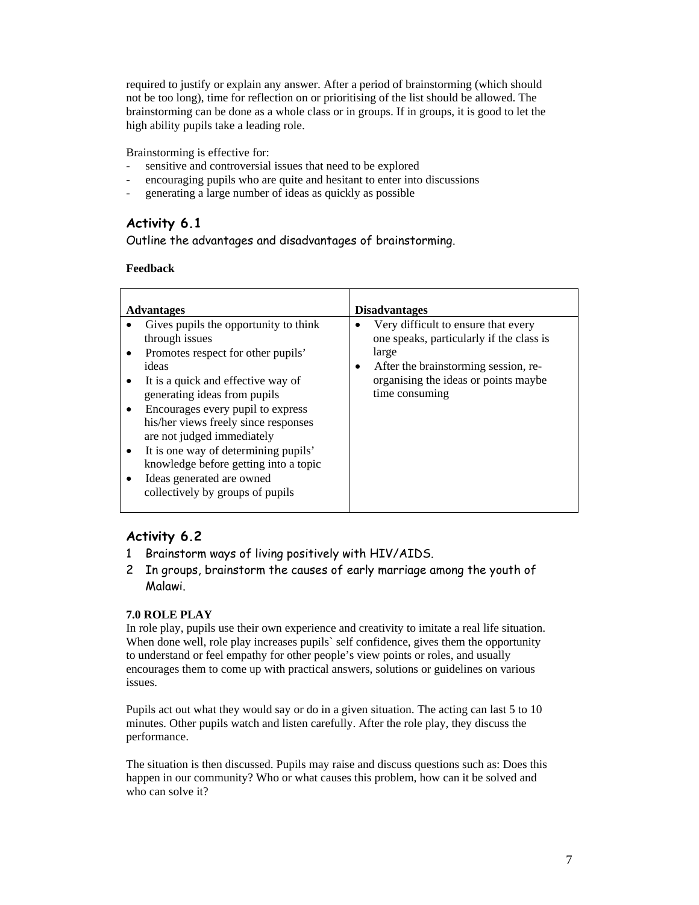required to justify or explain any answer. After a period of brainstorming (which should not be too long), time for reflection on or prioritising of the list should be allowed. The brainstorming can be done as a whole class or in groups. If in groups, it is good to let the high ability pupils take a leading role.

Brainstorming is effective for:

- sensitive and controversial issues that need to be explored
- encouraging pupils who are quite and hesitant to enter into discussions
- generating a large number of ideas as quickly as possible

## Activity 6.1

Outline the advantages and disadvantages of brainstorming.

**Feedback**

| **Advantages** | **Disadvantages** |
|---|---|
| • Gives pupils the opportunity to think through issues<br>• Promotes respect for other pupils' ideas<br>• It is a quick and effective way of generating ideas from pupils<br>• Encourages every pupil to express his/her views freely since responses are not judged immediately<br>• It is one way of determining pupils' knowledge before getting into a topic<br>• Ideas generated are owned collectively by groups of pupils | • Very difficult to ensure that every one speaks, particularly if the class is large<br>• After the brainstorming session, re-organising the ideas or points maybe time consuming |

## Activity 6.2

1. Brainstorm ways of living positively with HIV/AIDS.
2. In groups, brainstorm the causes of early marriage among the youth of Malawi.

### 7.0 ROLE PLAY

In role play, pupils use their own experience and creativity to imitate a real life situation. When done well, role play increases pupils` self confidence, gives them the opportunity to understand or feel empathy for other people's view points or roles, and usually encourages them to come up with practical answers, solutions or guidelines on various issues.

Pupils act out what they would say or do in a given situation. The acting can last 5 to 10 minutes. Other pupils watch and listen carefully. After the role play, they discuss the performance.

The situation is then discussed. Pupils may raise and discuss questions such as: Does this happen in our community? Who or what causes this problem, how can it be solved and who can solve it?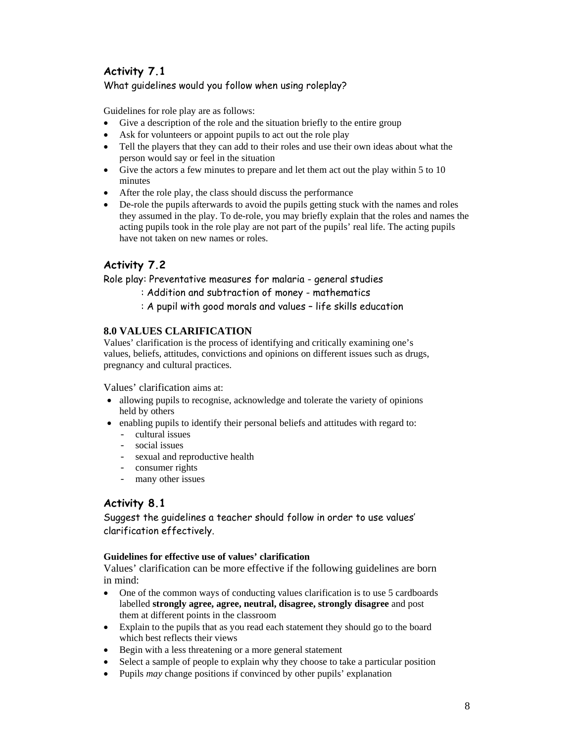## Activity 7.1

What guidelines would you follow when using roleplay?

Guidelines for role play are as follows:

- Give a description of the role and the situation briefly to the entire group
- Ask for volunteers or appoint pupils to act out the role play
- Tell the players that they can add to their roles and use their own ideas about what the person would say or feel in the situation
- Give the actors a few minutes to prepare and let them act out the play within 5 to 10 minutes
- After the role play, the class should discuss the performance
- De-role the pupils afterwards to avoid the pupils getting stuck with the names and roles they assumed in the play. To de-role, you may briefly explain that the roles and names the acting pupils took in the role play are not part of the pupils' real life. The acting pupils have not taken on new names or roles.

## Activity 7.2

Role play: Preventative measures for malaria - general studies

: Addition and subtraction of money - mathematics

: A pupil with good morals and values – life skills education

### 8.0 VALUES CLARIFICATION

Values' clarification is the process of identifying and critically examining one's values, beliefs, attitudes, convictions and opinions on different issues such as drugs, pregnancy and cultural practices.

Values' clarification aims at:

- allowing pupils to recognise, acknowledge and tolerate the variety of opinions held by others
- enabling pupils to identify their personal beliefs and attitudes with regard to:
  - cultural issues
  - social issues
  - sexual and reproductive health
  - consumer rights
  - many other issues

## Activity 8.1

Suggest the guidelines a teacher should follow in order to use values' clarification effectively.

**Guidelines for effective use of values' clarification**

Values' clarification can be more effective if the following guidelines are born in mind:

- One of the common ways of conducting values clarification is to use 5 cardboards labelled **strongly agree, agree, neutral, disagree, strongly disagree** and post them at different points in the classroom
- Explain to the pupils that as you read each statement they should go to the board which best reflects their views
- Begin with a less threatening or a more general statement
- Select a sample of people to explain why they choose to take a particular position
- Pupils *may* change positions if convinced by other pupils' explanation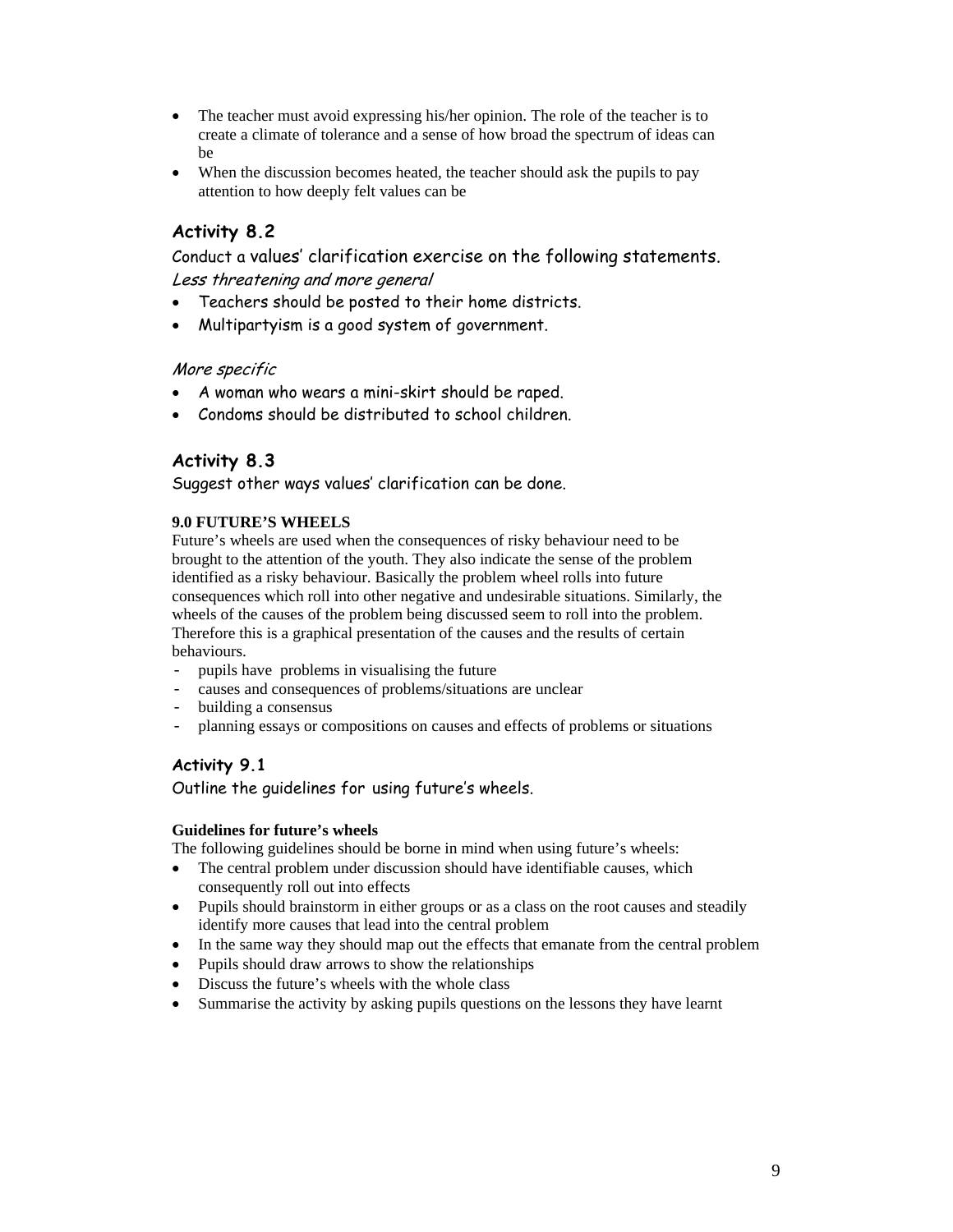- The teacher must avoid expressing his/her opinion. The role of the teacher is to create a climate of tolerance and a sense of how broad the spectrum of ideas can be
- When the discussion becomes heated, the teacher should ask the pupils to pay attention to how deeply felt values can be

## Activity 8.2

Conduct a values' clarification exercise on the following statements.

*Less threatening and more general*

- Teachers should be posted to their home districts.
- Multipartyism is a good system of government.

*More specific*

- A woman who wears a mini-skirt should be raped.
- Condoms should be distributed to school children.

## Activity 8.3

Suggest other ways values' clarification can be done.

**9.0 FUTURE'S WHEELS**

Future's wheels are used when the consequences of risky behaviour need to be brought to the attention of the youth. They also indicate the sense of the problem identified as a risky behaviour. Basically the problem wheel rolls into future consequences which roll into other negative and undesirable situations. Similarly, the wheels of the causes of the problem being discussed seem to roll into the problem. Therefore this is a graphical presentation of the causes and the results of certain behaviours.

- pupils have problems in visualising the future
- causes and consequences of problems/situations are unclear
- building a consensus
- planning essays or compositions on causes and effects of problems or situations

## Activity 9.1

Outline the guidelines for using future's wheels.

**Guidelines for future's wheels**

The following guidelines should be borne in mind when using future's wheels:

- The central problem under discussion should have identifiable causes, which consequently roll out into effects
- Pupils should brainstorm in either groups or as a class on the root causes and steadily identify more causes that lead into the central problem
- In the same way they should map out the effects that emanate from the central problem
- Pupils should draw arrows to show the relationships
- Discuss the future's wheels with the whole class
- Summarise the activity by asking pupils questions on the lessons they have learnt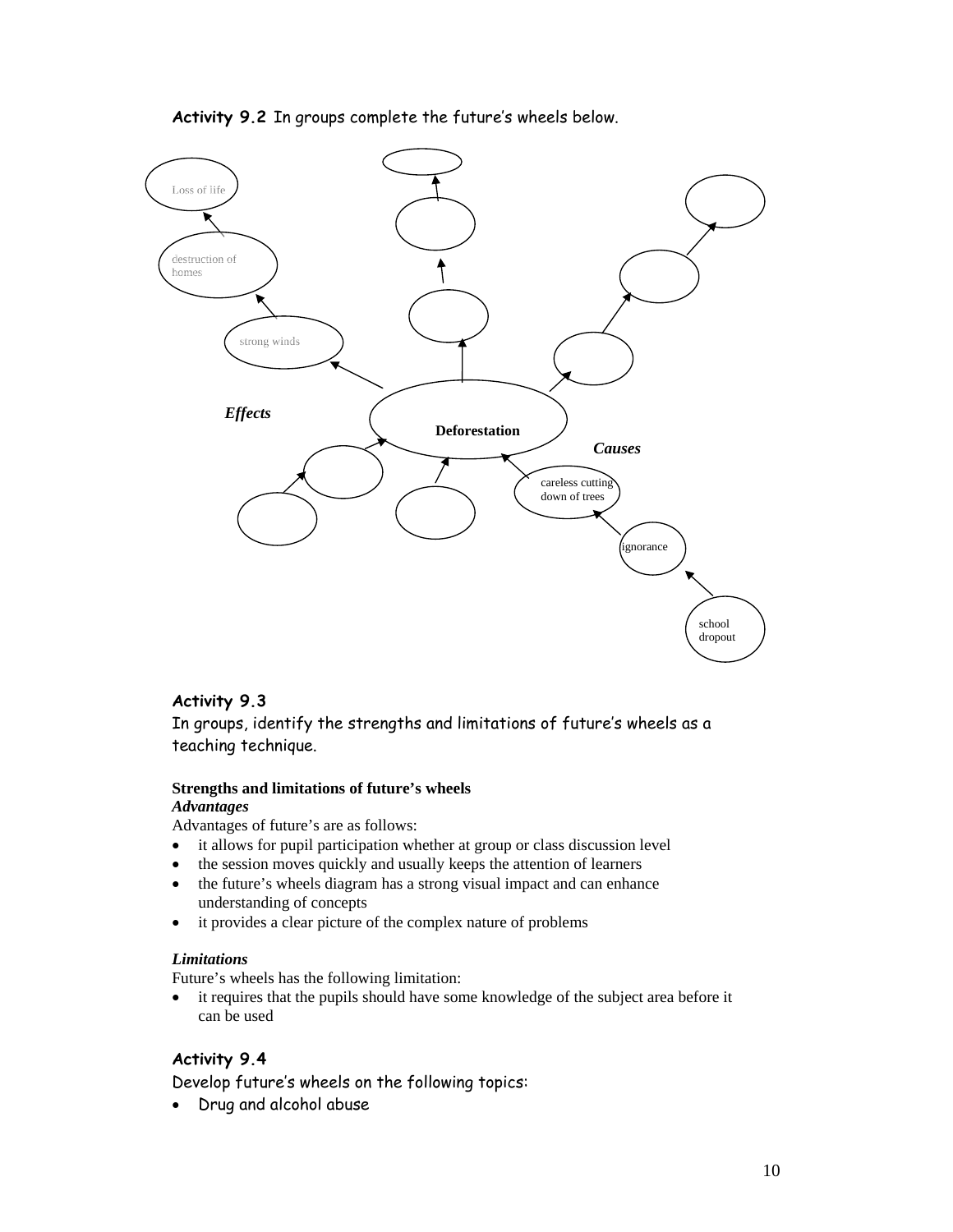**Activity 9.2** In groups complete the future's wheels below.

Loss of life

destruction of homes

strong winds

*Effects*

Deforestation

*Causes*

careless cutting down of trees

ignorance

school dropout

**Activity 9.3**

In groups, identify the strengths and limitations of future's wheels as a teaching technique.

**Strengths and limitations of future's wheels**

***Advantages***

Advantages of future's are as follows:

- it allows for pupil participation whether at group or class discussion level
- the session moves quickly and usually keeps the attention of learners
- the future's wheels diagram has a strong visual impact and can enhance understanding of concepts
- it provides a clear picture of the complex nature of problems

***Limitations***

Future's wheels has the following limitation:

- it requires that the pupils should have some knowledge of the subject area before it can be used

**Activity 9.4**

Develop future's wheels on the following topics:

- Drug and alcohol abuse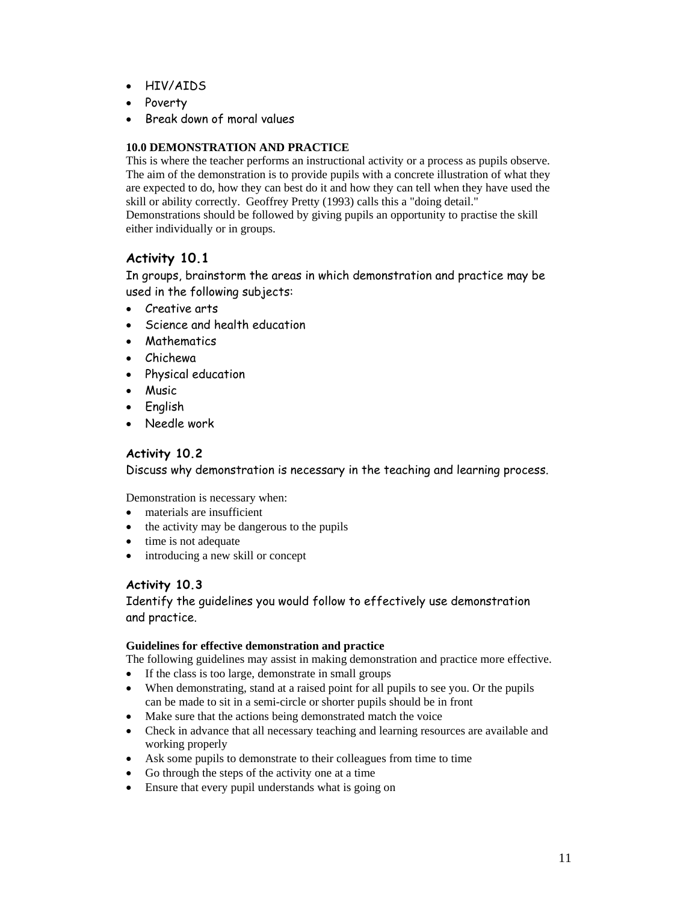- HIV/AIDS
- Poverty
- Break down of moral values

## 10.0 DEMONSTRATION AND PRACTICE

This is where the teacher performs an instructional activity or a process as pupils observe. The aim of the demonstration is to provide pupils with a concrete illustration of what they are expected to do, how they can best do it and how they can tell when they have used the skill or ability correctly. Geoffrey Pretty (1993) calls this a "doing detail." Demonstrations should be followed by giving pupils an opportunity to practise the skill either individually or in groups.

### Activity 10.1

In groups, brainstorm the areas in which demonstration and practice may be used in the following subjects:

- Creative arts
- Science and health education
- Mathematics
- Chichewa
- Physical education
- Music
- English
- Needle work

### Activity 10.2

Discuss why demonstration is necessary in the teaching and learning process.

Demonstration is necessary when:

- materials are insufficient
- the activity may be dangerous to the pupils
- time is not adequate
- introducing a new skill or concept

### Activity 10.3

Identify the guidelines you would follow to effectively use demonstration and practice.

**Guidelines for effective demonstration and practice**

The following guidelines may assist in making demonstration and practice more effective.

- If the class is too large, demonstrate in small groups
- When demonstrating, stand at a raised point for all pupils to see you. Or the pupils can be made to sit in a semi-circle or shorter pupils should be in front
- Make sure that the actions being demonstrated match the voice
- Check in advance that all necessary teaching and learning resources are available and working properly
- Ask some pupils to demonstrate to their colleagues from time to time
- Go through the steps of the activity one at a time
- Ensure that every pupil understands what is going on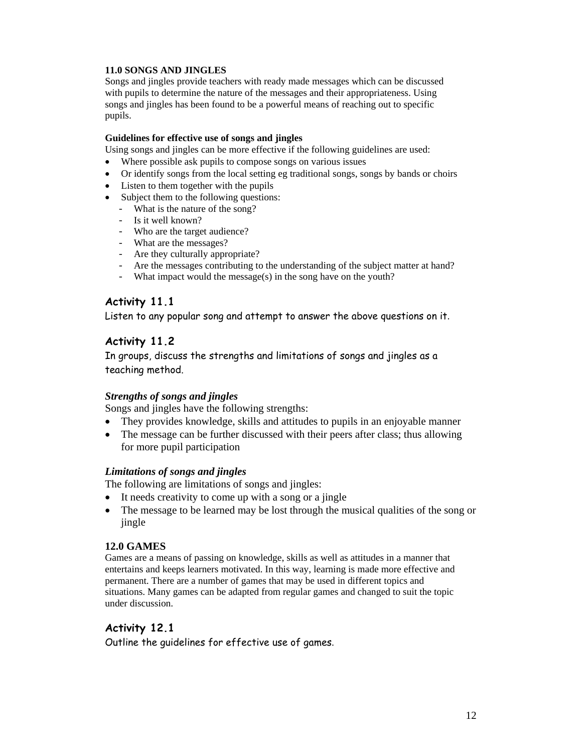## 11.0 SONGS AND JINGLES

Songs and jingles provide teachers with ready made messages which can be discussed with pupils to determine the nature of the messages and their appropriateness. Using songs and jingles has been found to be a powerful means of reaching out to specific pupils.

### Guidelines for effective use of songs and jingles

Using songs and jingles can be more effective if the following guidelines are used:

- Where possible ask pupils to compose songs on various issues
- Or identify songs from the local setting eg traditional songs, songs by bands or choirs
- Listen to them together with the pupils
- Subject them to the following questions:
  - What is the nature of the song?
  - Is it well known?
  - Who are the target audience?
  - What are the messages?
  - Are they culturally appropriate?
  - Are the messages contributing to the understanding of the subject matter at hand?
  - What impact would the message(s) in the song have on the youth?

## Activity 11.1

Listen to any popular song and attempt to answer the above questions on it.

## Activity 11.2

In groups, discuss the strengths and limitations of songs and jingles as a teaching method.

### *Strengths of songs and jingles*

Songs and jingles have the following strengths:

- They provides knowledge, skills and attitudes to pupils in an enjoyable manner
- The message can be further discussed with their peers after class; thus allowing for more pupil participation

### *Limitations of songs and jingles*

The following are limitations of songs and jingles:

- It needs creativity to come up with a song or a jingle
- The message to be learned may be lost through the musical qualities of the song or jingle

## 12.0 GAMES

Games are a means of passing on knowledge, skills as well as attitudes in a manner that entertains and keeps learners motivated. In this way, learning is made more effective and permanent. There are a number of games that may be used in different topics and situations. Many games can be adapted from regular games and changed to suit the topic under discussion.

## Activity 12.1

Outline the guidelines for effective use of games.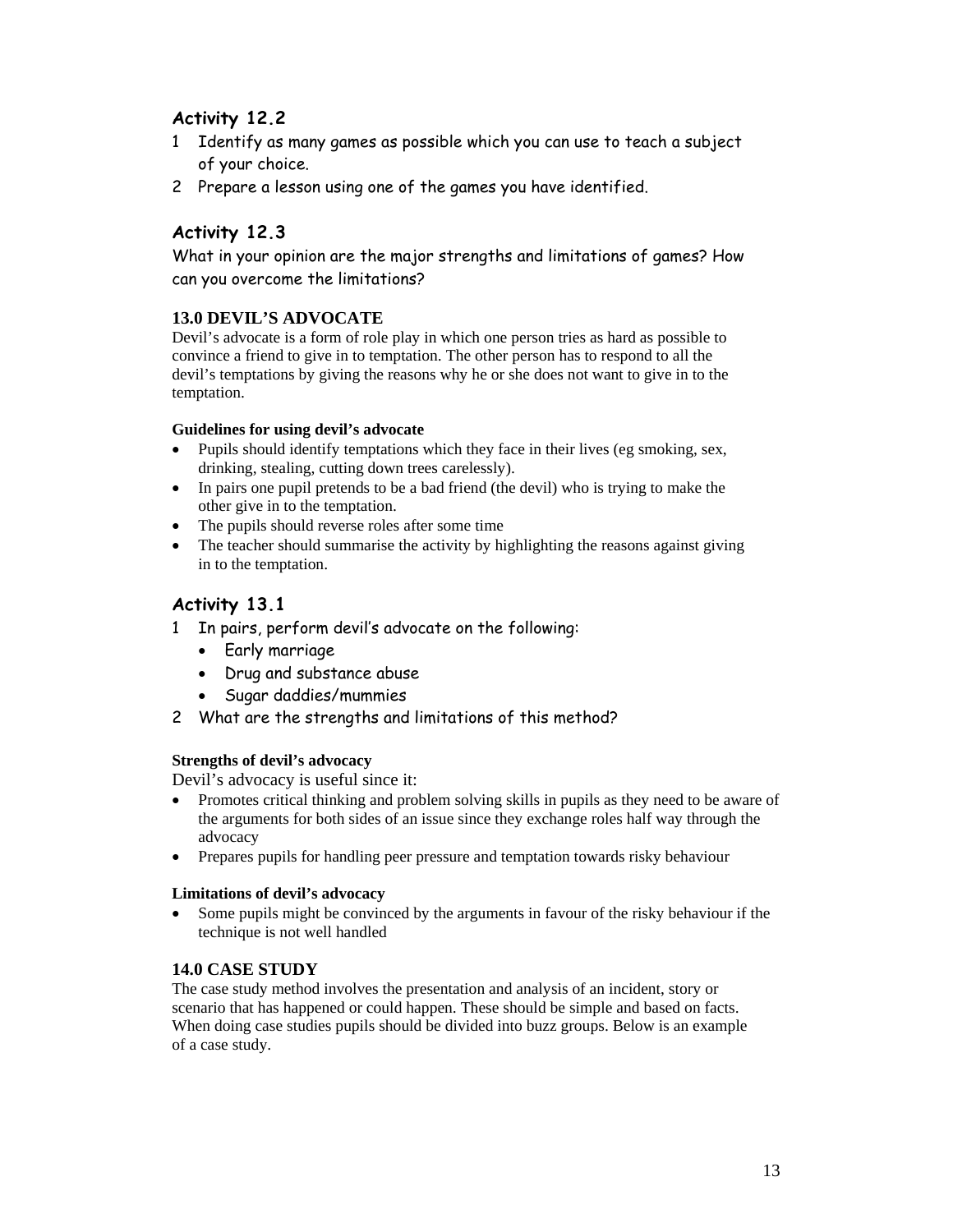### Activity 12.2

1 Identify as many games as possible which you can use to teach a subject of your choice.

2 Prepare a lesson using one of the games you have identified.

### Activity 12.3

What in your opinion are the major strengths and limitations of games? How can you overcome the limitations?

## 13.0 DEVIL'S ADVOCATE

Devil's advocate is a form of role play in which one person tries as hard as possible to convince a friend to give in to temptation. The other person has to respond to all the devil's temptations by giving the reasons why he or she does not want to give in to the temptation.

**Guidelines for using devil's advocate**

- Pupils should identify temptations which they face in their lives (eg smoking, sex, drinking, stealing, cutting down trees carelessly).
- In pairs one pupil pretends to be a bad friend (the devil) who is trying to make the other give in to the temptation.
- The pupils should reverse roles after some time
- The teacher should summarise the activity by highlighting the reasons against giving in to the temptation.

### Activity 13.1

1 In pairs, perform devil's advocate on the following:
   - Early marriage
   - Drug and substance abuse
   - Sugar daddies/mummies

2 What are the strengths and limitations of this method?

**Strengths of devil's advocacy**

Devil's advocacy is useful since it:

- Promotes critical thinking and problem solving skills in pupils as they need to be aware of the arguments for both sides of an issue since they exchange roles half way through the advocacy
- Prepares pupils for handling peer pressure and temptation towards risky behaviour

**Limitations of devil's advocacy**

- Some pupils might be convinced by the arguments in favour of the risky behaviour if the technique is not well handled

## 14.0 CASE STUDY

The case study method involves the presentation and analysis of an incident, story or scenario that has happened or could happen. These should be simple and based on facts. When doing case studies pupils should be divided into buzz groups. Below is an example of a case study.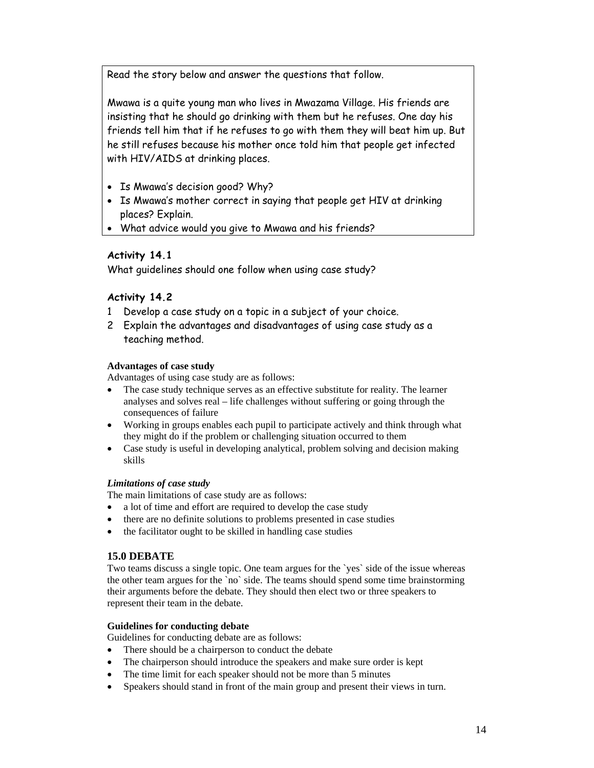Read the story below and answer the questions that follow.

Mwawa is a quite young man who lives in Mwazama Village. His friends are insisting that he should go drinking with them but he refuses. One day his friends tell him that if he refuses to go with them they will beat him up. But he still refuses because his mother once told him that people get infected with HIV/AIDS at drinking places.

- Is Mwawa's decision good? Why?
- Is Mwawa's mother correct in saying that people get HIV at drinking places? Explain.
- What advice would you give to Mwawa and his friends?

**Activity 14.1**

What guidelines should one follow when using case study?

**Activity 14.2**

1. Develop a case study on a topic in a subject of your choice.
2. Explain the advantages and disadvantages of using case study as a teaching method.

**Advantages of case study**

Advantages of using case study are as follows:

- The case study technique serves as an effective substitute for reality. The learner analyses and solves real – life challenges without suffering or going through the consequences of failure
- Working in groups enables each pupil to participate actively and think through what they might do if the problem or challenging situation occurred to them
- Case study is useful in developing analytical, problem solving and decision making skills

***Limitations of case study***

The main limitations of case study are as follows:

- a lot of time and effort are required to develop the case study
- there are no definite solutions to problems presented in case studies
- the facilitator ought to be skilled in handling case studies

## 15.0 DEBATE

Two teams discuss a single topic. One team argues for the `yes` side of the issue whereas the other team argues for the `no` side. The teams should spend some time brainstorming their arguments before the debate. They should then elect two or three speakers to represent their team in the debate.

**Guidelines for conducting debate**

Guidelines for conducting debate are as follows:

- There should be a chairperson to conduct the debate
- The chairperson should introduce the speakers and make sure order is kept
- The time limit for each speaker should not be more than 5 minutes
- Speakers should stand in front of the main group and present their views in turn.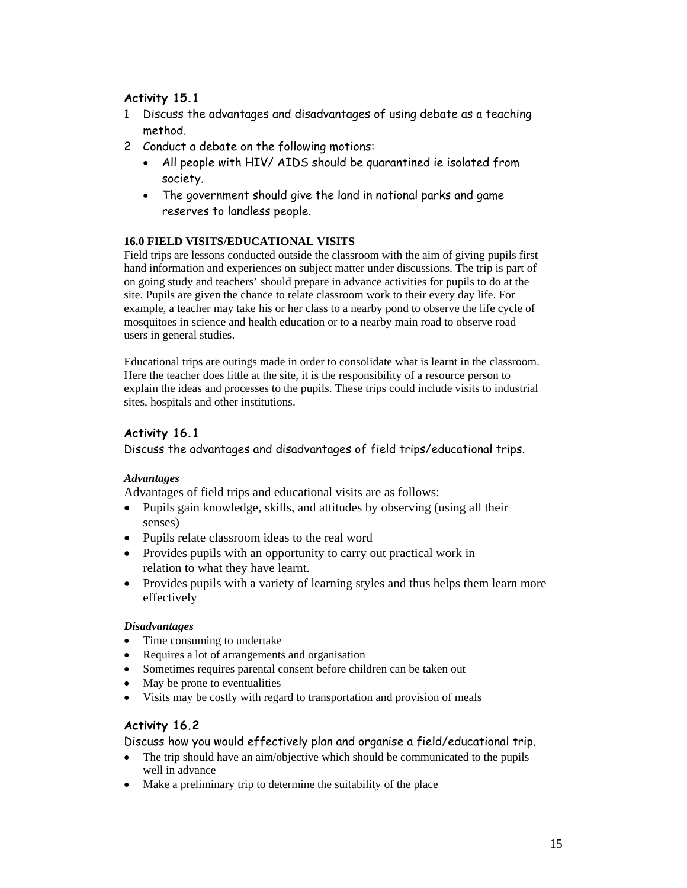### Activity 15.1

1 Discuss the advantages and disadvantages of using debate as a teaching method.

2 Conduct a debate on the following motions:
   - All people with HIV/ AIDS should be quarantined ie isolated from society.
   - The government should give the land in national parks and game reserves to landless people.

## 16.0 FIELD VISITS/EDUCATIONAL VISITS

Field trips are lessons conducted outside the classroom with the aim of giving pupils first hand information and experiences on subject matter under discussions. The trip is part of on going study and teachers' should prepare in advance activities for pupils to do at the site. Pupils are given the chance to relate classroom work to their every day life. For example, a teacher may take his or her class to a nearby pond to observe the life cycle of mosquitoes in science and health education or to a nearby main road to observe road users in general studies.

Educational trips are outings made in order to consolidate what is learnt in the classroom. Here the teacher does little at the site, it is the responsibility of a resource person to explain the ideas and processes to the pupils. These trips could include visits to industrial sites, hospitals and other institutions.

### Activity 16.1

Discuss the advantages and disadvantages of field trips/educational trips.

***Advantages***

Advantages of field trips and educational visits are as follows:

- Pupils gain knowledge, skills, and attitudes by observing (using all their senses)
- Pupils relate classroom ideas to the real word
- Provides pupils with an opportunity to carry out practical work in relation to what they have learnt.
- Provides pupils with a variety of learning styles and thus helps them learn more effectively

***Disadvantages***

- Time consuming to undertake
- Requires a lot of arrangements and organisation
- Sometimes requires parental consent before children can be taken out
- May be prone to eventualities
- Visits may be costly with regard to transportation and provision of meals

### Activity 16.2

Discuss how you would effectively plan and organise a field/educational trip.

- The trip should have an aim/objective which should be communicated to the pupils well in advance
- Make a preliminary trip to determine the suitability of the place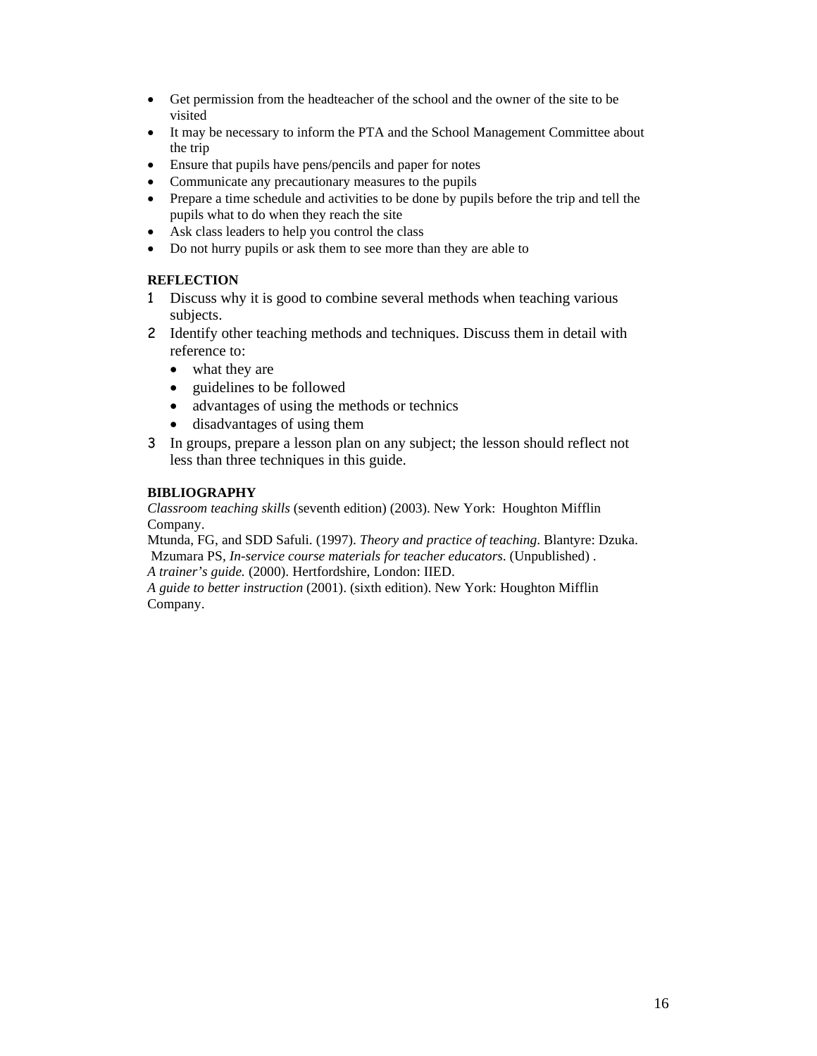- Get permission from the headteacher of the school and the owner of the site to be visited
- It may be necessary to inform the PTA and the School Management Committee about the trip
- Ensure that pupils have pens/pencils and paper for notes
- Communicate any precautionary measures to the pupils
- Prepare a time schedule and activities to be done by pupils before the trip and tell the pupils what to do when they reach the site
- Ask class leaders to help you control the class
- Do not hurry pupils or ask them to see more than they are able to

**REFLECTION**

1. Discuss why it is good to combine several methods when teaching various subjects.
2. Identify other teaching methods and techniques. Discuss them in detail with reference to:
   - what they are
   - guidelines to be followed
   - advantages of using the methods or technics
   - disadvantages of using them
3. In groups, prepare a lesson plan on any subject; the lesson should reflect not less than three techniques in this guide.

**BIBLIOGRAPHY**

*Classroom teaching skills* (seventh edition) (2003). New York: Houghton Mifflin Company.

Mtunda, FG, and SDD Safuli. (1997). *Theory and practice of teaching*. Blantyre: Dzuka.

Mzumara PS, *In-service course materials for teacher educators*. (Unpublished) .

*A trainer's guide.* (2000). Hertfordshire, London: IIED.

*A guide to better instruction* (2001). (sixth edition). New York: Houghton Mifflin Company.